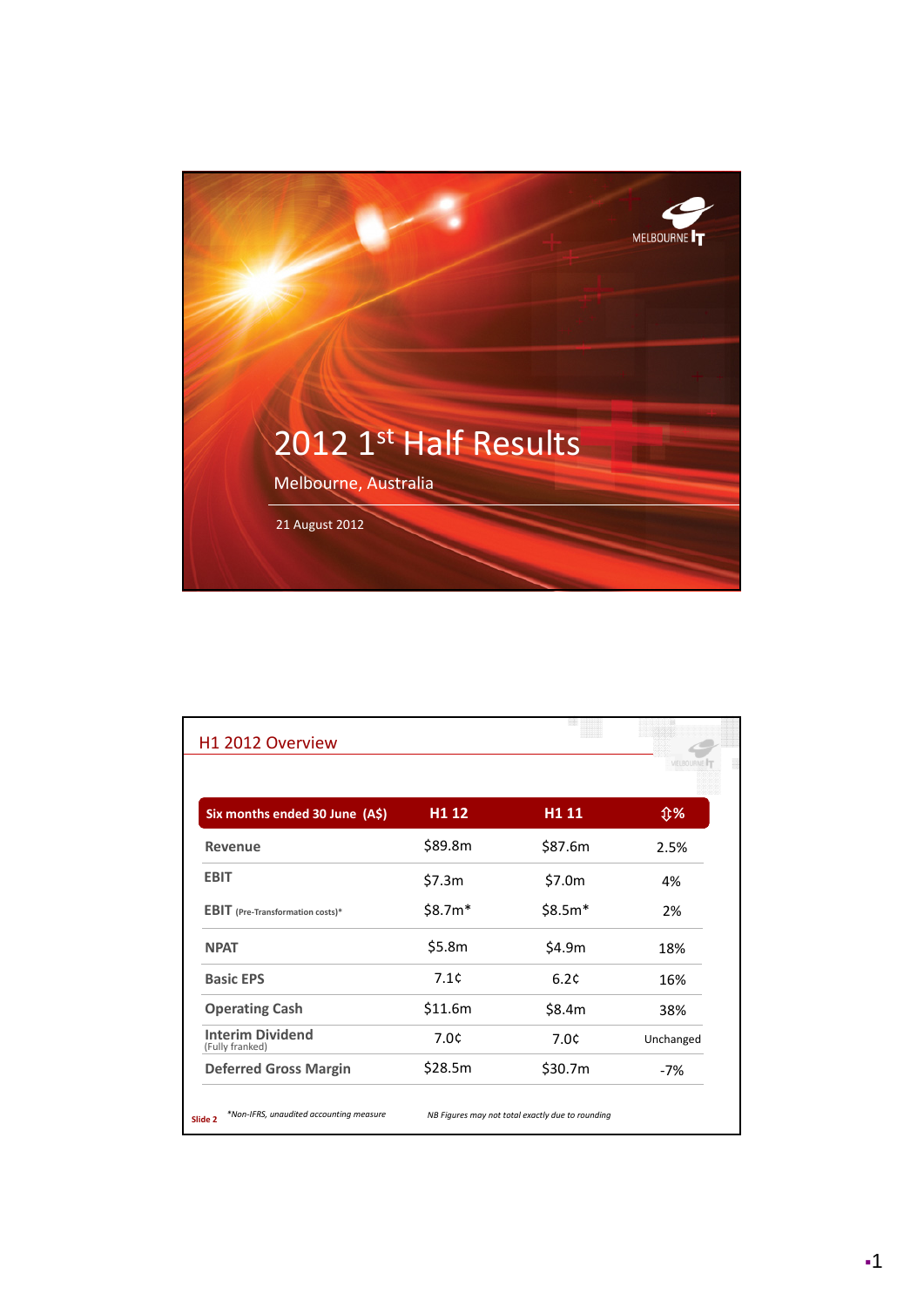# 2012 1st Half Results

Melbourne, Australia

21 August 2012

## H1 2012 Overview

| Six months ended 30 June (A$) | H1 12 | H1 11 | ⇕% |
|---|---|---|---|
| Revenue | $89.8m | $87.6m | 2.5% |
| EBIT | $7.3m | $7.0m | 4% |
| EBIT (Pre-Transformation costs)* | $8.7m* | $8.5m* | 2% |
| NPAT | $5.8m | $4.9m | 18% |
| Basic EPS | 7.1¢ | 6.2¢ | 16% |
| Operating Cash | $11.6m | $8.4m | 38% |
| Interim Dividend (Fully franked) | 7.0¢ | 7.0¢ | Unchanged |
| Deferred Gross Margin | $28.5m | $30.7m | -7% |

*Non-IFRS, unaudited accounting measure

*NB Figures may not total exactly due to rounding*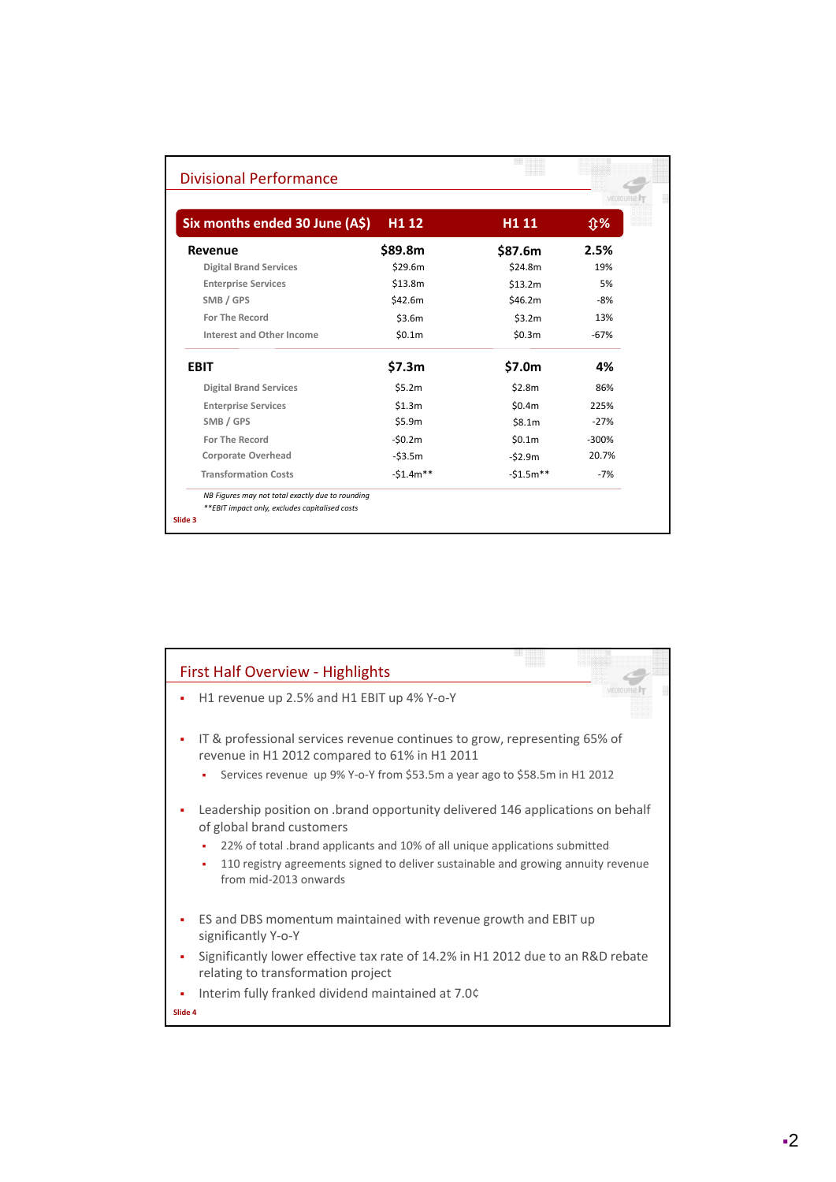## Divisional Performance

| Six months ended 30 June (A$) | H1 12 | H1 11 | ⇕% |
|---|---|---|---|
| **Revenue** | **$89.8m** | **$87.6m** | **2.5%** |
| Digital Brand Services | $29.6m | $24.8m | 19% |
| Enterprise Services | $13.8m | $13.2m | 5% |
| SMB / GPS | $42.6m | $46.2m | -8% |
| For The Record | $3.6m | $3.2m | 13% |
| Interest and Other Income | $0.1m | $0.3m | -67% |
| **EBIT** | **$7.3m** | **$7.0m** | **4%** |
| Digital Brand Services | $5.2m | $2.8m | 86% |
| Enterprise Services | $1.3m | $0.4m | 225% |
| SMB / GPS | $5.9m | $8.1m | -27% |
| For The Record | -$0.2m | $0.1m | -300% |
| Corporate Overhead | -$3.5m | -$2.9m | 20.7% |
| Transformation Costs | -$1.4m** | -$1.5m** | -7% |

*NB Figures may not total exactly due to rounding*

*\*\*EBIT impact only, excludes capitalised costs*

Slide 3

## First Half Overview - Highlights

- H1 revenue up 2.5% and H1 EBIT up 4% Y-o-Y
- IT & professional services revenue continues to grow, representing 65% of revenue in H1 2012 compared to 61% in H1 2011
  - Services revenue up 9% Y-o-Y from $53.5m a year ago to $58.5m in H1 2012
- Leadership position on .brand opportunity delivered 146 applications on behalf of global brand customers
  - 22% of total .brand applicants and 10% of all unique applications submitted
  - 110 registry agreements signed to deliver sustainable and growing annuity revenue from mid-2013 onwards
- ES and DBS momentum maintained with revenue growth and EBIT up significantly Y-o-Y
- Significantly lower effective tax rate of 14.2% in H1 2012 due to an R&D rebate relating to transformation project
- Interim fully franked dividend maintained at 7.0¢

Slide 4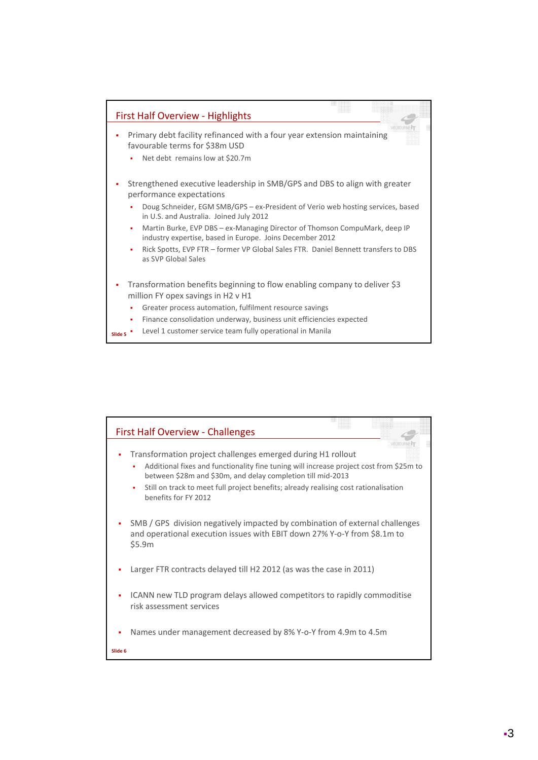## First Half Overview - Highlights

- Primary debt facility refinanced with a four year extension maintaining favourable terms for $38m USD
  - Net debt remains low at $20.7m
- Strengthened executive leadership in SMB/GPS and DBS to align with greater performance expectations
  - Doug Schneider, EGM SMB/GPS – ex-President of Verio web hosting services, based in U.S. and Australia. Joined July 2012
  - Martin Burke, EVP DBS – ex-Managing Director of Thomson CompuMark, deep IP industry expertise, based in Europe. Joins December 2012
  - Rick Spotts, EVP FTR – former VP Global Sales FTR. Daniel Bennett transfers to DBS as SVP Global Sales
- Transformation benefits beginning to flow enabling company to deliver $3 million FY opex savings in H2 v H1
  - Greater process automation, fulfilment resource savings
  - Finance consolidation underway, business unit efficiencies expected
  - Level 1 customer service team fully operational in Manila

Slide 5

## First Half Overview - Challenges

- Transformation project challenges emerged during H1 rollout
  - Additional fixes and functionality fine tuning will increase project cost from $25m to between $28m and $30m, and delay completion till mid-2013
  - Still on track to meet full project benefits; already realising cost rationalisation benefits for FY 2012
- SMB / GPS division negatively impacted by combination of external challenges and operational execution issues with EBIT down 27% Y-o-Y from $8.1m to $5.9m
- Larger FTR contracts delayed till H2 2012 (as was the case in 2011)
- ICANN new TLD program delays allowed competitors to rapidly commoditise risk assessment services
- Names under management decreased by 8% Y-o-Y from 4.9m to 4.5m

Slide 6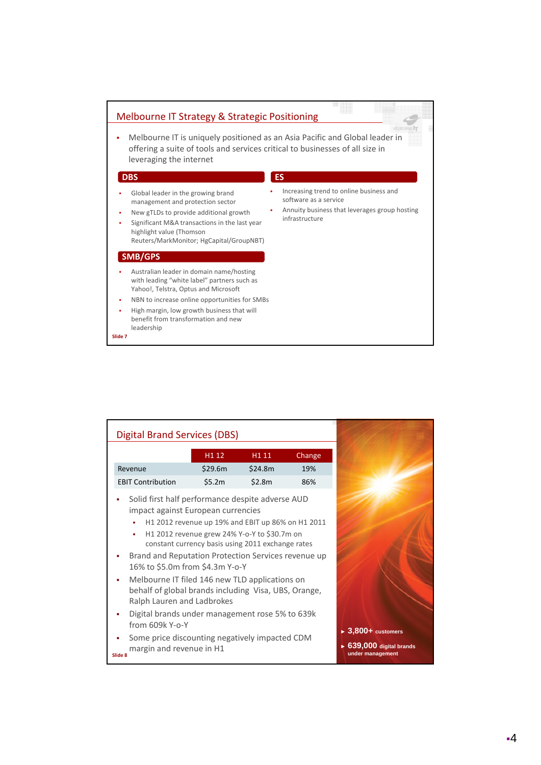## Melbourne IT Strategy & Strategic Positioning

- Melbourne IT is uniquely positioned as an Asia Pacific and Global leader in offering a suite of tools and services critical to businesses of all size in leveraging the internet

### DBS

- Global leader in the growing brand management and protection sector
- New gTLDs to provide additional growth
- Significant M&A transactions in the last year highlight value (Thomson Reuters/MarkMonitor; HgCapital/GroupNBT)

### SMB/GPS

- Australian leader in domain name/hosting with leading "white label" partners such as Yahoo!, Telstra, Optus and Microsoft
- NBN to increase online opportunities for SMBs
- High margin, low growth business that will benefit from transformation and new leadership

### ES

- Increasing trend to online business and software as a service
- Annuity business that leverages group hosting infrastructure

Slide 7

## Digital Brand Services (DBS)

| | H1 12 | H1 11 | Change |
|---|---|---|---|
| Revenue | $29.6m | $24.8m | 19% |
| EBIT Contribution | $5.2m | $2.8m | 86% |

- Solid first half performance despite adverse AUD impact against European currencies
  - H1 2012 revenue up 19% and EBIT up 86% on H1 2011
  - H1 2012 revenue grew 24% Y-o-Y to $30.7m on constant currency basis using 2011 exchange rates
- Brand and Reputation Protection Services revenue up 16% to $5.0m from $4.3m Y-o-Y
- Melbourne IT filed 146 new TLD applications on behalf of global brands including Visa, UBS, Orange, Ralph Lauren and Ladbrokes
- Digital brands under management rose 5% to 639k from 609k Y-o-Y
- Some price discounting negatively impacted CDM margin and revenue in H1

- **3,800+** customers
- **639,000** digital brands under management

Slide 8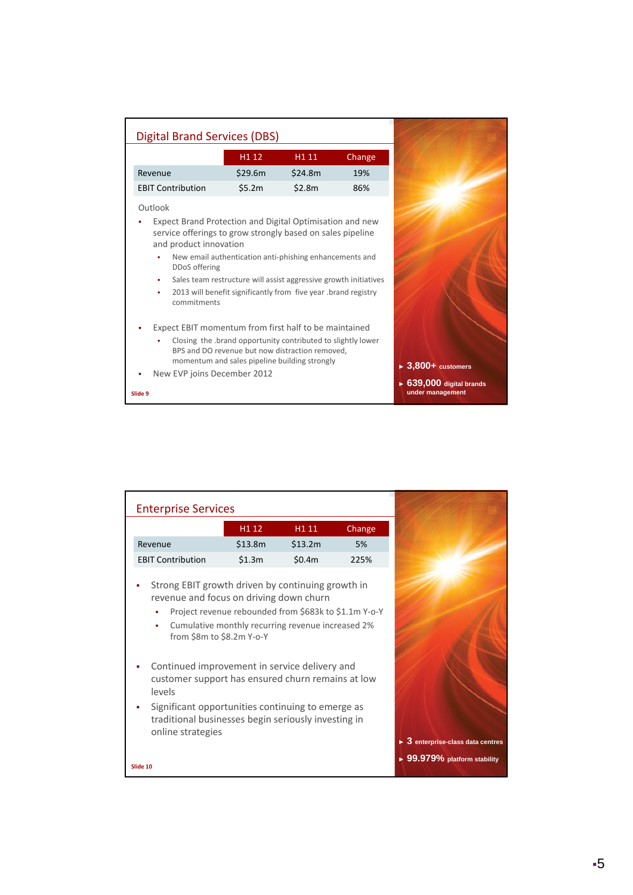## Digital Brand Services (DBS)

| | H1 12 | H1 11 | Change |
|---|---|---|---|
| Revenue | $29.6m | $24.8m | 19% |
| EBIT Contribution | $5.2m | $2.8m | 86% |

Outlook

- Expect Brand Protection and Digital Optimisation and new service offerings to grow strongly based on sales pipeline and product innovation
  - New email authentication anti-phishing enhancements and DDoS offering
  - Sales team restructure will assist aggressive growth initiatives
  - 2013 will benefit significantly from five year .brand registry commitments
- Expect EBIT momentum from first half to be maintained
  - Closing the .brand opportunity contributed to slightly lower BPS and DO revenue but now distraction removed, momentum and sales pipeline building strongly
- New EVP joins December 2012

- **3,800+** customers
- **639,000** digital brands under management

Slide 9

## Enterprise Services

| | H1 12 | H1 11 | Change |
|---|---|---|---|
| Revenue | $13.8m | $13.2m | 5% |
| EBIT Contribution | $1.3m | $0.4m | 225% |

- Strong EBIT growth driven by continuing growth in revenue and focus on driving down churn
  - Project revenue rebounded from $683k to $1.1m Y-o-Y
  - Cumulative monthly recurring revenue increased 2% from $8m to $8.2m Y-o-Y
- Continued improvement in service delivery and customer support has ensured churn remains at low levels
- Significant opportunities continuing to emerge as traditional businesses begin seriously investing in online strategies

- **3** enterprise-class data centres
- **99.979%** platform stability

Slide 10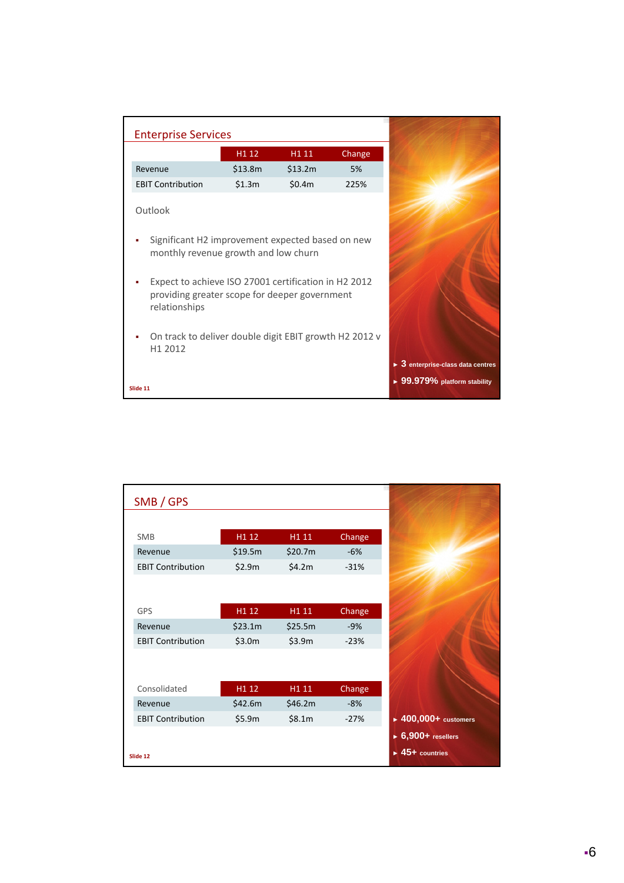## Enterprise Services

| | H1 12 | H1 11 | Change |
|---|---|---|---|
| Revenue | $13.8m | $13.2m | 5% |
| EBIT Contribution | $1.3m | $0.4m | 225% |

Outlook

- Significant H2 improvement expected based on new monthly revenue growth and low churn
- Expect to achieve ISO 27001 certification in H2 2012 providing greater scope for deeper government relationships
- On track to deliver double digit EBIT growth H2 2012 v H1 2012

- **3** enterprise-class data centres
- **99.979%** platform stability

Slide 11

## SMB / GPS

| SMB | H1 12 | H1 11 | Change |
|---|---|---|---|
| Revenue | $19.5m | $20.7m | -6% |
| EBIT Contribution | $2.9m | $4.2m | -31% |

| GPS | H1 12 | H1 11 | Change |
|---|---|---|---|
| Revenue | $23.1m | $25.5m | -9% |
| EBIT Contribution | $3.0m | $3.9m | -23% |

| Consolidated | H1 12 | H1 11 | Change |
|---|---|---|---|
| Revenue | $42.6m | $46.2m | -8% |
| EBIT Contribution | $5.9m | $8.1m | -27% |

- **400,000+** customers
- **6,900+** resellers
- **45+** countries

Slide 12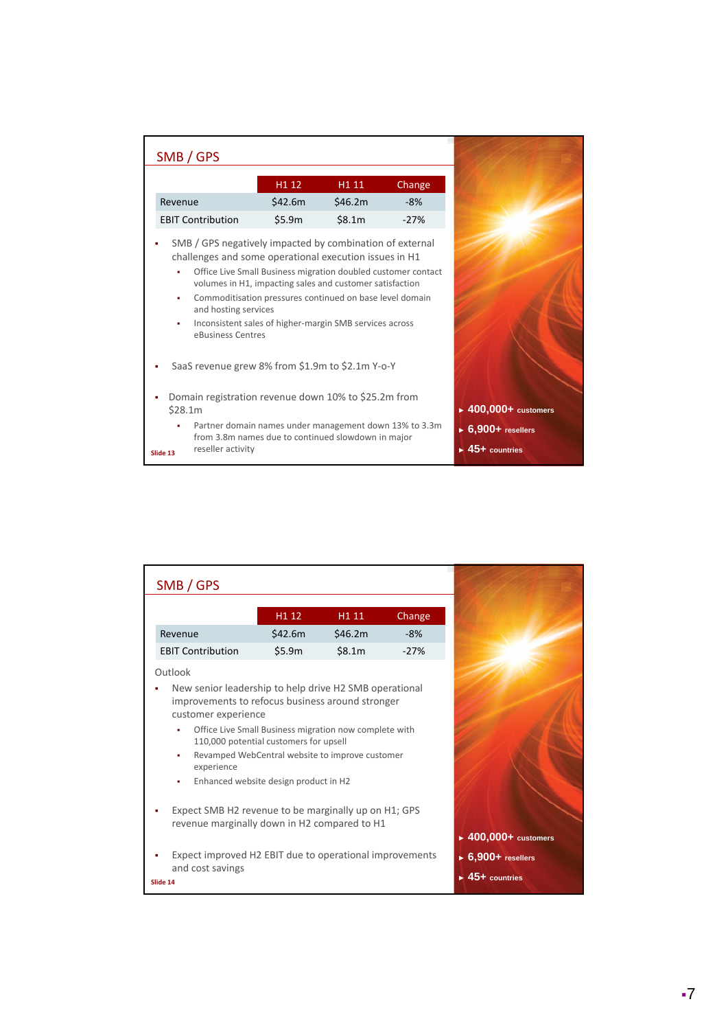## SMB / GPS

| | H1 12 | H1 11 | Change |
|---|---|---|---|
| Revenue | $42.6m | $46.2m | -8% |
| EBIT Contribution | $5.9m | $8.1m | -27% |

- SMB / GPS negatively impacted by combination of external challenges and some operational execution issues in H1
  - Office Live Small Business migration doubled customer contact volumes in H1, impacting sales and customer satisfaction
  - Commoditisation pressures continued on base level domain and hosting services
  - Inconsistent sales of higher-margin SMB services across eBusiness Centres
- SaaS revenue grew 8% from $1.9m to $2.1m Y-o-Y
- Domain registration revenue down 10% to $25.2m from $28.1m
  - Partner domain names under management down 13% to 3.3m from 3.8m names due to continued slowdown in major reseller activity

- **400,000+** customers
- **6,900+** resellers
- **45+** countries

Slide 13

## SMB / GPS

| | H1 12 | H1 11 | Change |
|---|---|---|---|
| Revenue | $42.6m | $46.2m | -8% |
| EBIT Contribution | $5.9m | $8.1m | -27% |

Outlook

- New senior leadership to help drive H2 SMB operational improvements to refocus business around stronger customer experience
  - Office Live Small Business migration now complete with 110,000 potential customers for upsell
  - Revamped WebCentral website to improve customer experience
  - Enhanced website design product in H2
- Expect SMB H2 revenue to be marginally up on H1; GPS revenue marginally down in H2 compared to H1
- Expect improved H2 EBIT due to operational improvements and cost savings

- **400,000+** customers
- **6,900+** resellers
- **45+** countries

Slide 14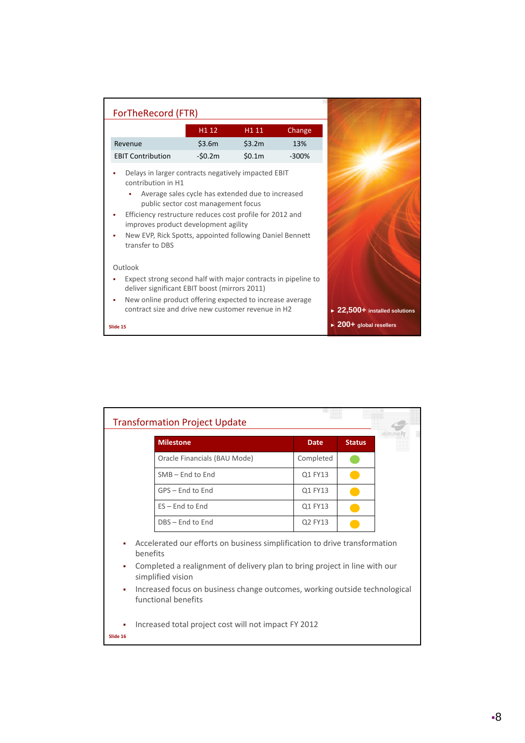## ForTheRecord (FTR)

| | H1 12 | H1 11 | Change |
|---|---|---|---|
| Revenue | $3.6m | $3.2m | 13% |
| EBIT Contribution | -$0.2m | $0.1m | -300% |

- Delays in larger contracts negatively impacted EBIT contribution in H1
  - Average sales cycle has extended due to increased public sector cost management focus
- Efficiency restructure reduces cost profile for 2012 and improves product development agility
- New EVP, Rick Spotts, appointed following Daniel Bennett transfer to DBS

Outlook

- Expect strong second half with major contracts in pipeline to deliver significant EBIT boost (mirrors 2011)
- New online product offering expected to increase average contract size and drive new customer revenue in H2

▸ **22,500+** installed solutions

▸ **200+** global resellers

Slide 15

## Transformation Project Update

| Milestone | Date | Status |
|---|---|---|
| Oracle Financials (BAU Mode) | Completed | Green |
| SMB – End to End | Q1 FY13 | Amber |
| GPS – End to End | Q1 FY13 | Amber |
| ES – End to End | Q1 FY13 | Amber |
| DBS – End to End | Q2 FY13 | Amber |

- Accelerated our efforts on business simplification to drive transformation benefits
- Completed a realignment of delivery plan to bring project in line with our simplified vision
- Increased focus on business change outcomes, working outside technological functional benefits

- Increased total project cost will not impact FY 2012

Slide 16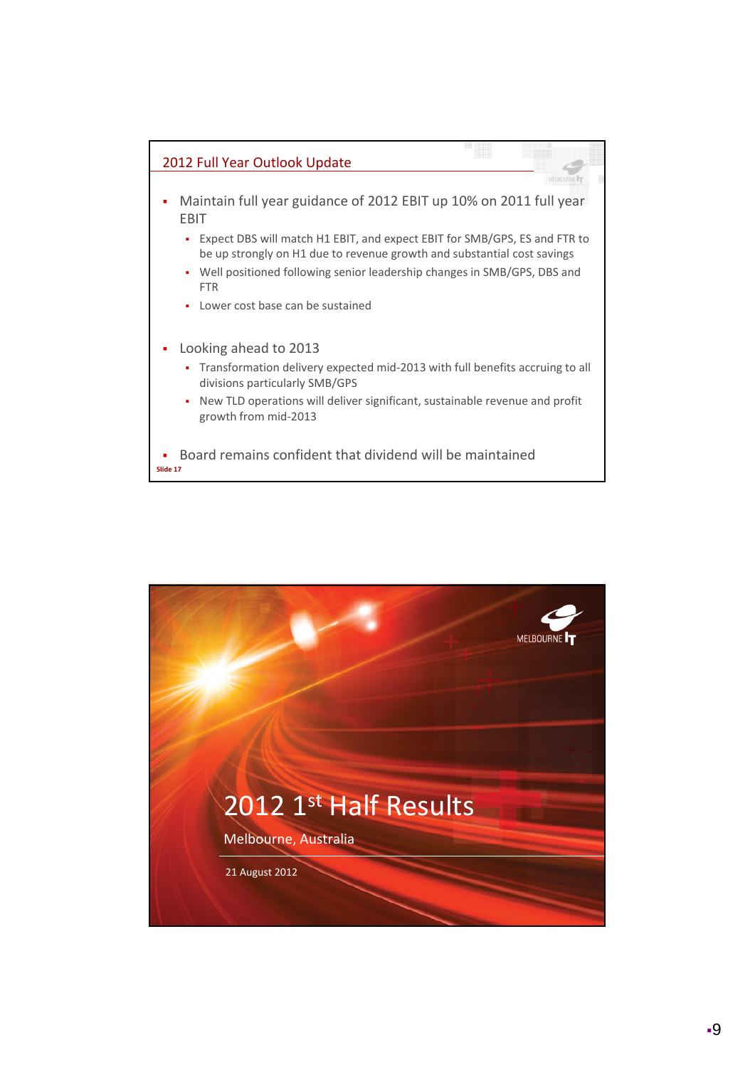## 2012 Full Year Outlook Update

- Maintain full year guidance of 2012 EBIT up 10% on 2011 full year EBIT
  - Expect DBS will match H1 EBIT, and expect EBIT for SMB/GPS, ES and FTR to be up strongly on H1 due to revenue growth and substantial cost savings
  - Well positioned following senior leadership changes in SMB/GPS, DBS and FTR
  - Lower cost base can be sustained
- Looking ahead to 2013
  - Transformation delivery expected mid-2013 with full benefits accruing to all divisions particularly SMB/GPS
  - New TLD operations will deliver significant, sustainable revenue and profit growth from mid-2013
- Board remains confident that dividend will be maintained

Slide 17

# 2012 1st Half Results

Melbourne, Australia

21 August 2012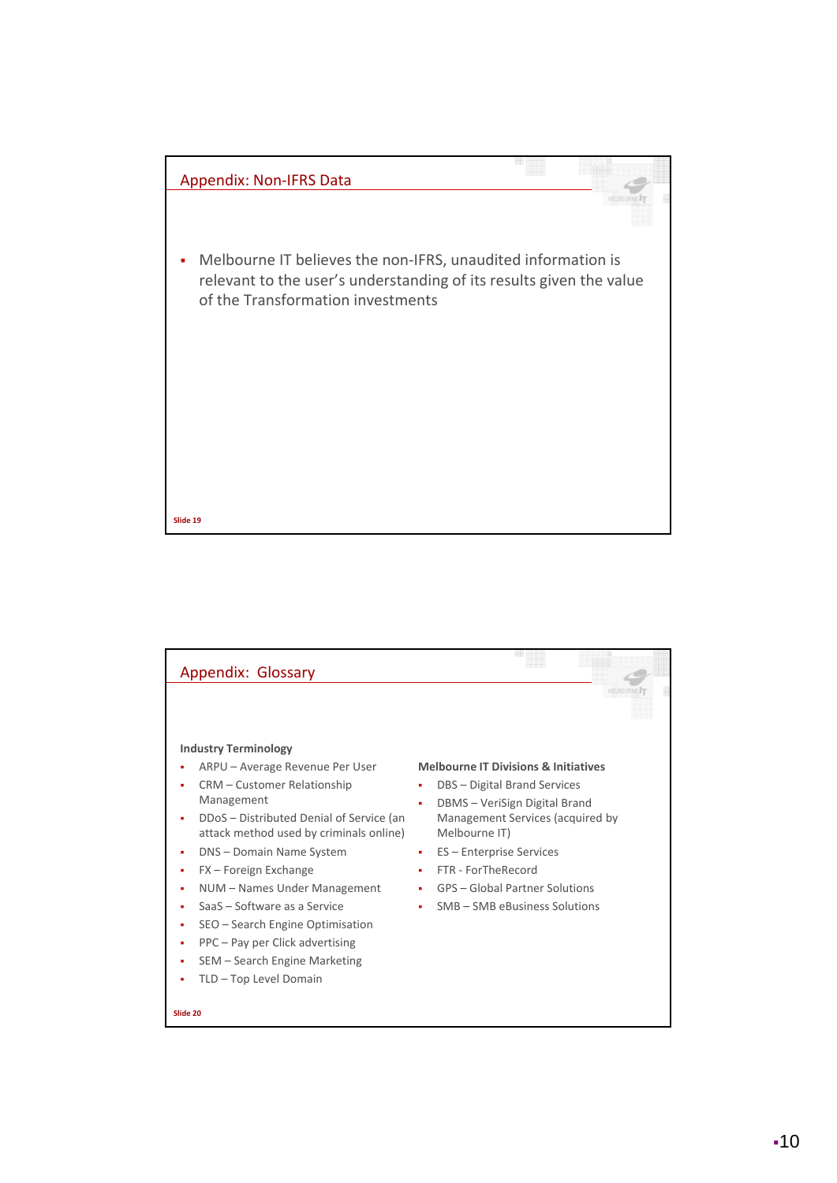## Appendix: Non-IFRS Data

- Melbourne IT believes the non-IFRS, unaudited information is relevant to the user's understanding of its results given the value of the Transformation investments

Slide 19

## Appendix: Glossary

**Industry Terminology**

- ARPU – Average Revenue Per User
- CRM – Customer Relationship Management
- DDoS – Distributed Denial of Service (an attack method used by criminals online)
- DNS – Domain Name System
- FX – Foreign Exchange
- NUM – Names Under Management
- SaaS – Software as a Service
- SEO – Search Engine Optimisation
- PPC – Pay per Click advertising
- SEM – Search Engine Marketing
- TLD – Top Level Domain

**Melbourne IT Divisions & Initiatives**

- DBS – Digital Brand Services
- DBMS – VeriSign Digital Brand Management Services (acquired by Melbourne IT)
- ES – Enterprise Services
- FTR - ForTheRecord
- GPS – Global Partner Solutions
- SMB – SMB eBusiness Solutions

Slide 20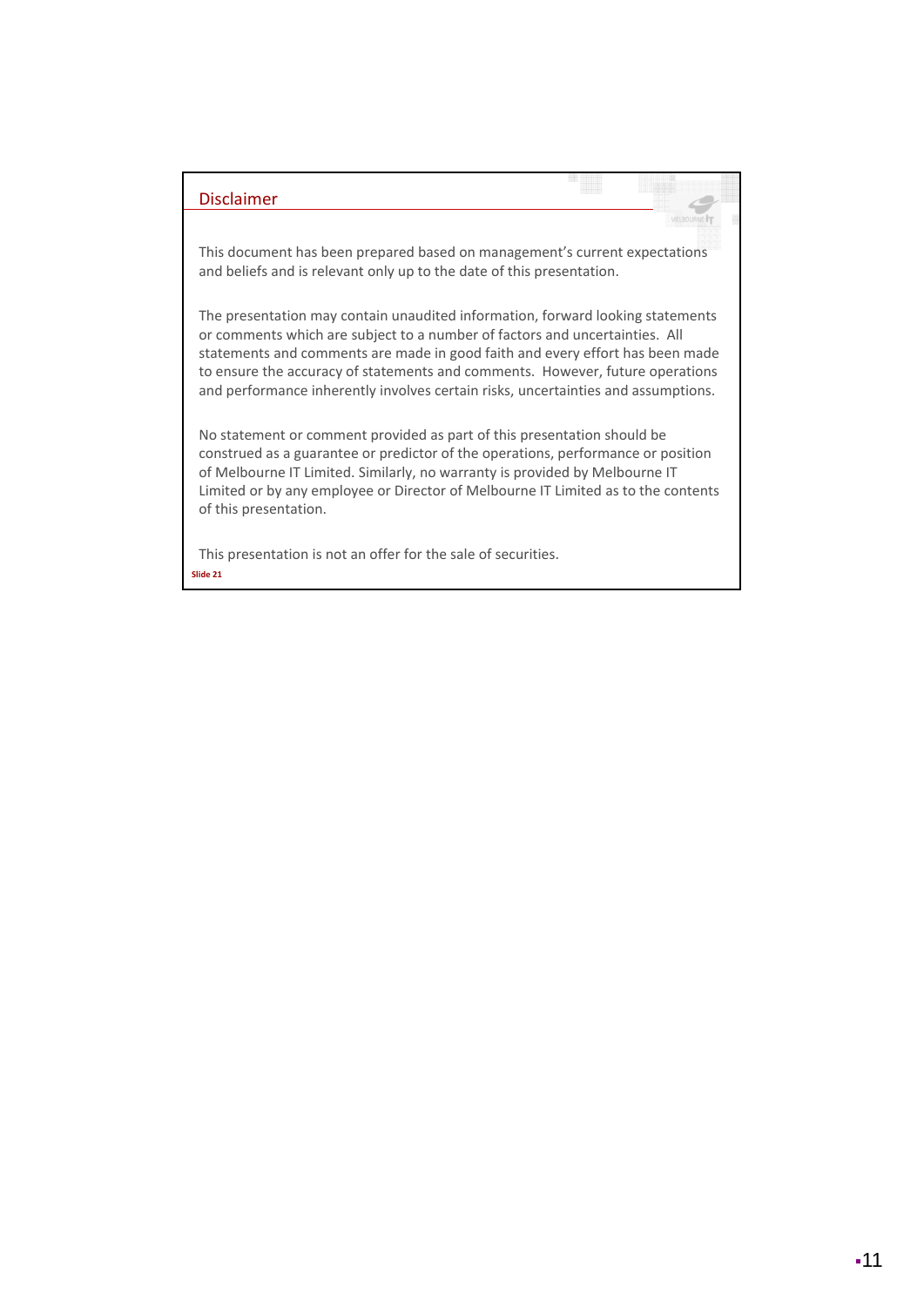## Disclaimer

This document has been prepared based on management's current expectations and beliefs and is relevant only up to the date of this presentation.

The presentation may contain unaudited information, forward looking statements or comments which are subject to a number of factors and uncertainties. All statements and comments are made in good faith and every effort has been made to ensure the accuracy of statements and comments. However, future operations and performance inherently involves certain risks, uncertainties and assumptions.

No statement or comment provided as part of this presentation should be construed as a guarantee or predictor of the operations, performance or position of Melbourne IT Limited. Similarly, no warranty is provided by Melbourne IT Limited or by any employee or Director of Melbourne IT Limited as to the contents of this presentation.

This presentation is not an offer for the sale of securities.

**Slide 21**